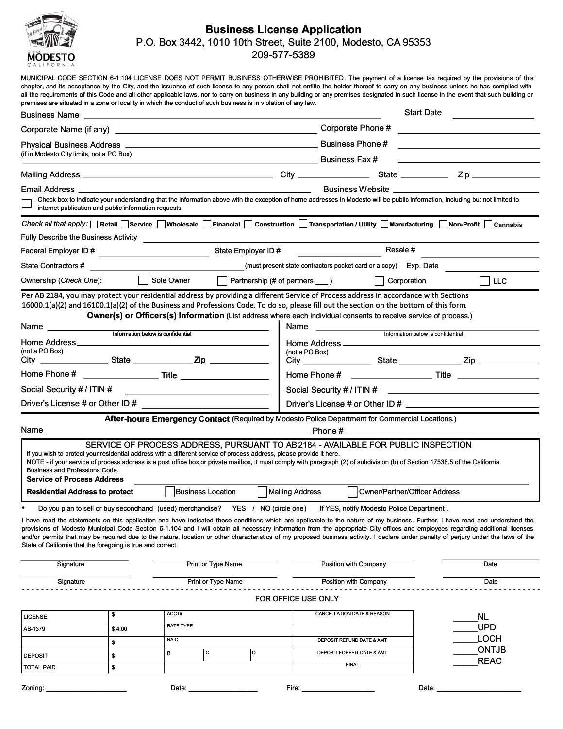# Business License Application

P.O. Box 3442, 1010 10th Street, Suite 2100, Modesto, CA 95353

209-577-5389

MUNICIPAL CODE SECTION 6-1.104 LICENSE DOES NOT PERMIT BUSINESS OTHERWISE PROHIBITED. The payment of a license tax required by the provisions of this chapter, and its acceptance by the City, and the issuance of such license to any person shall not entitle the holder thereof to carry on any business unless he has complied with all the requirements of this Code and all other applicable laws, nor to carry on business in any building or any premises designated in such license in the event that such building or premises are situated in a zone or locality in which the conduct of such business is in violation of any law.

Business Name ______________________________ Start Date ______________

Corporate Name (if any) ______________________________ Corporate Phone # ______________

Physical Business Address ______________________________ Business Phone # ______________
(if in Modesto City limits, not a PO Box)
______________________________ Business Fax # ______________

Mailing Address ______________________________ City ____________ State ________ Zip __________

Email Address ______________________________ Business Website ______________

☐ Check box to indicate your understanding that the information above with the exception of home addresses in Modesto will be public information, including but not limited to internet publication and public information requests.

*Check all that apply:* ☐ Retail ☐ Service ☐ Wholesale ☐ Financial ☐ Construction ☐ Transportation / Utility ☐ Manufacturing ☐ Non-Profit ☐ Cannabis

Fully Describe the Business Activity ______________________________

Federal Employer ID # ______________ State Employer ID # ______________ Resale # ______________

State Contractors # ______________ (must present state contractors pocket card or a copy) Exp. Date ______________

Ownership (*Check One*): ☐ Sole Owner ☐ Partnership (# of partners ___ ) ☐ Corporation ☐ LLC

Per AB 2184, you may protect your residential address by providing a different Service of Process address in accordance with Sections 16000.1(a)(2) and 16100.1(a)(2) of the Business and Professions Code. To do so, please fill out the section on the bottom of this form.

**Owner(s) or Officers(s) Information** (List address where each individual consents to receive service of process.)

| Owner/Officer 1 | Owner/Officer 2 |
|---|---|
| Name ______________ | Name ______________ |
| *Information below is confidential* | *Information below is confidential* |
| Home Address ______________ (not a PO Box) | Home Address ______________ (not a PO Box) |
| City ________ State ________ Zip ________ | City ________ State ________ Zip ________ |
| Home Phone # ________ Title ________ | Home Phone # ________ Title ________ |
| Social Security # / ITIN # ______________ | Social Security # / ITIN # ______________ |
| Driver's License # or Other ID # ______________ | Driver's License # or Other ID # ______________ |

**After-hours Emergency Contact** (Required by Modesto Police Department for Commercial Locations.)

Name ______________________________ Phone # ______________

## SERVICE OF PROCESS ADDRESS, PURSUANT TO AB 2184 - AVAILABLE FOR PUBLIC INSPECTION

If you wish to protect your residential address with a different service of process address, please provide it here.

NOTE - if your service of process address is a post office box or private mailbox, it must comply with paragraph (2) of subdivision (b) of Section 17538.5 of the California Business and Professions Code.

**Service of Process Address** ______________________________

**Residential Address to protect** ☐ Business Location ☐ Mailing Address ☐ Owner/Partner/Officer Address

- Do you plan to sell or buy secondhand (used) merchandise? YES / NO (circle one) If YES, notify Modesto Police Department .

I have read the statements on this application and have indicated those conditions which are applicable to the nature of my business. Further, I have read and understand the provisions of Modesto Municipal Code Section 6-1.104 and I will obtain all necessary information from the appropriate City offices and employees regarding additional licenses and/or permits that may be required due to the nature, location or other characteristics of my proposed business activity. I declare under penalty of perjury under the laws of the State of California that the foregoing is true and correct.

| Signature | Print or Type Name | Position with Company | Date |
|---|---|---|---|
| | | | |
| Signature | Print or Type Name | Position with Company | Date |
| | | | |

FOR OFFICE USE ONLY

| | | | | | |
|---|---|---|---|---|---|
| LICENSE | $ | ACCT# | | | CANCELLATION DATE & REASON |
| AB-1379 | $ 4.00 | RATE TYPE | | | |
| | $ | NAIC | | | DEPOSIT REFUND DATE & AMT |
| DEPOSIT | $ | R | C | O | DEPOSIT FORFEIT DATE & AMT |
| TOTAL PAID | $ | | | | FINAL |

_____NL
_____UPD
_____LOCH
_____ONTJB
_____REAC

Zoning: ______________ Date: ______________ Fire: ______________ Date: ______________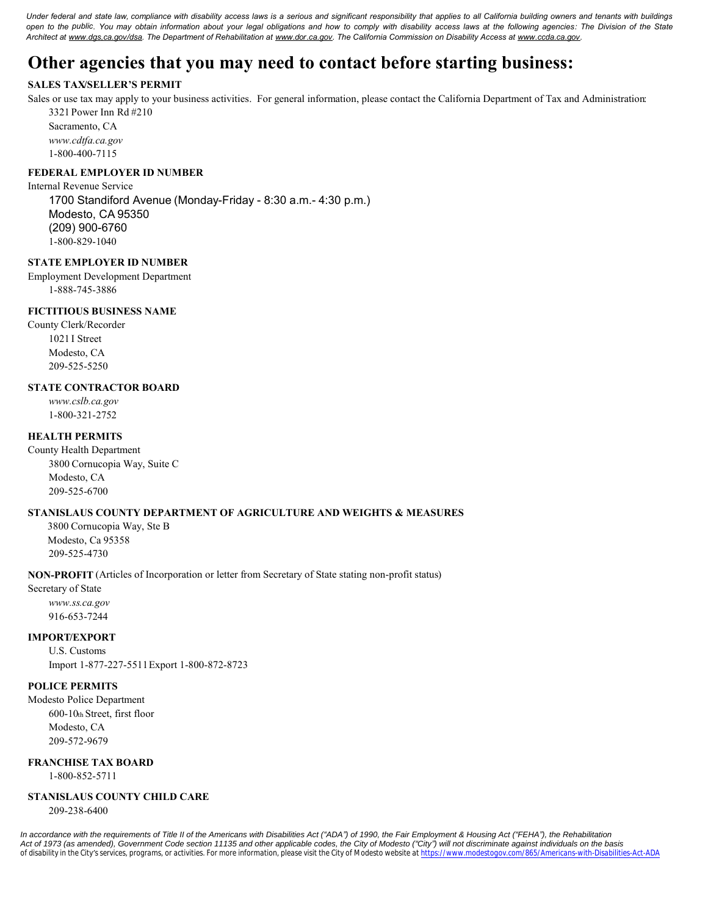*Under federal and state law, compliance with disability access laws is a serious and significant responsibility that applies to all California building owners and tenants with buildings open to the public. You may obtain information about your legal obligations and how to comply with disability access laws at the following agencies: The Division of the State Architect at www.dgs.ca.gov/dsa. The Department of Rehabilitation at www.dor.ca.gov. The California Commission on Disability Access at www.ccda.ca.gov.*

# Other agencies that you may need to contact before starting business:

**SALES TAX/SELLER'S PERMIT**

Sales or use tax may apply to your business activities. For general information, please contact the California Department of Tax and Administration:

3321 Power Inn Rd #210
Sacramento, CA
*www.cdtfa.ca.gov*
1-800-400-7115

**FEDERAL EMPLOYER ID NUMBER**

Internal Revenue Service

1700 Standiford Avenue (Monday-Friday - 8:30 a.m.- 4:30 p.m.)
Modesto, CA 95350
(209) 900-6760
1-800-829-1040

**STATE EMPLOYER ID NUMBER**

Employment Development Department

1-888-745-3886

**FICTITIOUS BUSINESS NAME**

County Clerk/Recorder

1021 I Street
Modesto, CA
209-525-5250

**STATE CONTRACTOR BOARD**

*www.cslb.ca.gov*
1-800-321-2752

**HEALTH PERMITS**

County Health Department

3800 Cornucopia Way, Suite C
Modesto, CA
209-525-6700

**STANISLAUS COUNTY DEPARTMENT OF AGRICULTURE AND WEIGHTS & MEASURES**

3800 Cornucopia Way, Ste B
Modesto, Ca 95358
209-525-4730

**NON-PROFIT** (Articles of Incorporation or letter from Secretary of State stating non-profit status)

Secretary of State

*www.ss.ca.gov*
916-653-7244

**IMPORT/EXPORT**

U.S. Customs
Import 1-877-227-5511 Export 1-800-872-8723

**POLICE PERMITS**

Modesto Police Department

600-10th Street, first floor
Modesto, CA
209-572-9679

**FRANCHISE TAX BOARD**

1-800-852-5711

**STANISLAUS COUNTY CHILD CARE**

209-238-6400

*In accordance with the requirements of Title II of the Americans with Disabilities Act ("ADA") of 1990, the Fair Employment & Housing Act ("FEHA"), the Rehabilitation Act of 1973 (as amended), Government Code section 11135 and other applicable codes, the City of Modesto ("City") will not discriminate against individuals on the basis* of disability in the City's services, programs, or activities. For more information, please visit the City of Modesto website at https://www.modestogov.com/865/Americans-with-Disabilities-Act-ADA